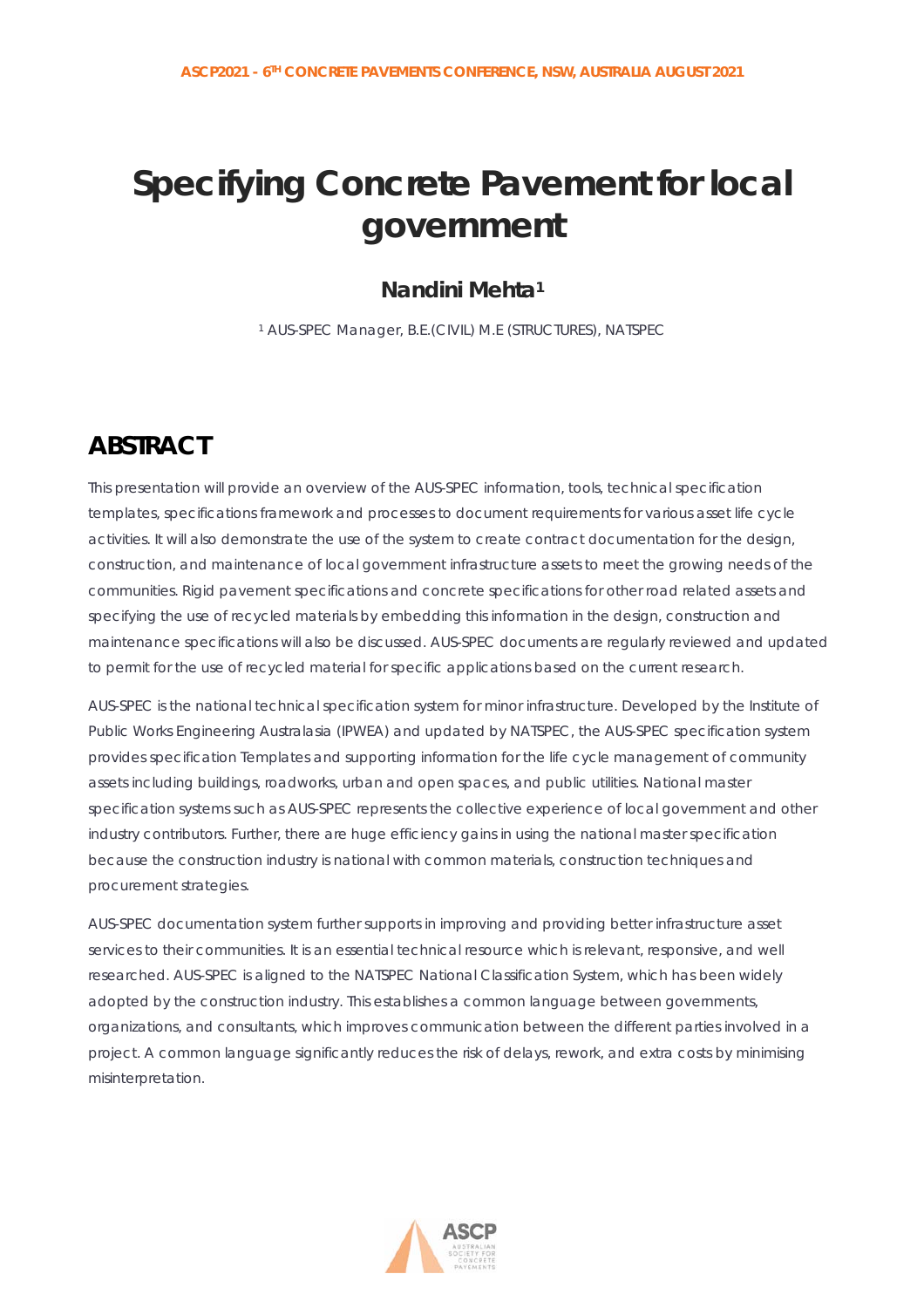# Specifying Concrete Pavement for local government

**Nandini Mehta[1]**

[1] AUS-SPEC Manager, B.E.(CIVIL) M.E (STRUCTURES), NATSPEC

## ABSTRACT

This presentation will provide an overview of the AUS-SPEC information, tools, technical specification templates, specifications framework and processes to document requirements for various asset life cycle activities. It will also demonstrate the use of the system to create contract documentation for the design, construction, and maintenance of local government infrastructure assets to meet the growing needs of the communities. Rigid pavement specifications and concrete specifications for other road related assets and specifying the use of recycled materials by embedding this information in the design, construction and maintenance specifications will also be discussed. AUS-SPEC documents are regularly reviewed and updated to permit for the use of recycled material for specific applications based on the current research.

AUS-SPEC is the national technical specification system for minor infrastructure. Developed by the Institute of Public Works Engineering Australasia (IPWEA) and updated by NATSPEC, the AUS-SPEC specification system provides specification Templates and supporting information for the life cycle management of community assets including buildings, roadworks, urban and open spaces, and public utilities. National master specification systems such as AUS-SPEC represents the collective experience of local government and other industry contributors. Further, there are huge efficiency gains in using the national master specification because the construction industry is national with common materials, construction techniques and procurement strategies.

AUS-SPEC documentation system further supports in improving and providing better infrastructure asset services to their communities. It is an essential technical resource which is relevant, responsive, and well researched. AUS-SPEC is aligned to the NATSPEC National Classification System, which has been widely adopted by the construction industry. This establishes a common language between governments, organizations, and consultants, which improves communication between the different parties involved in a project. A common language significantly reduces the risk of delays, rework, and extra costs by minimising misinterpretation.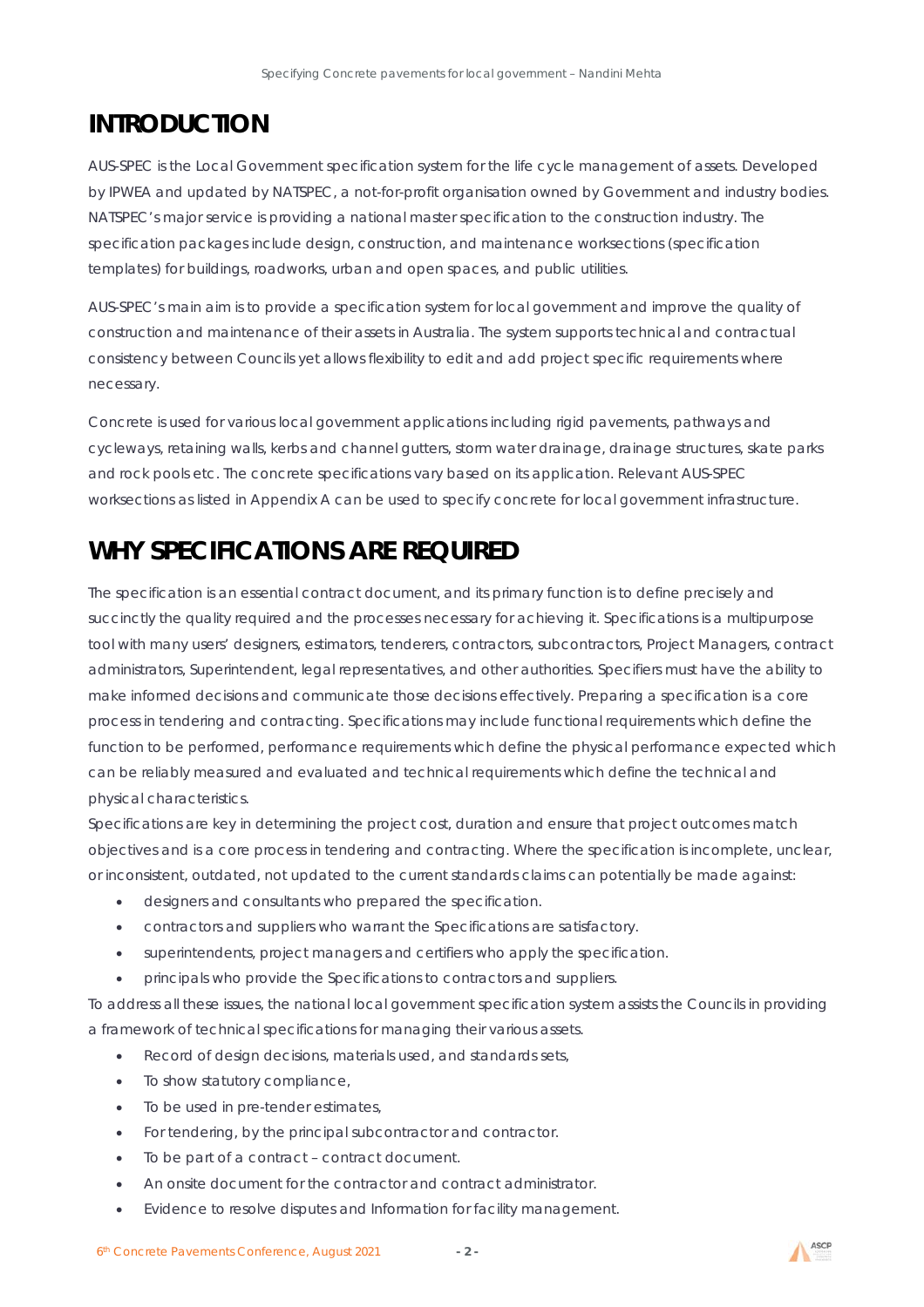# INTRODUCTION

AUS-SPEC is the Local Government specification system for the life cycle management of assets. Developed by IPWEA and updated by NATSPEC, a not-for-profit organisation owned by Government and industry bodies. NATSPEC's major service is providing a national master specification to the construction industry. The specification packages include design, construction, and maintenance worksections (specification templates) for buildings, roadworks, urban and open spaces, and public utilities.

AUS-SPEC's main aim is to provide a specification system for local government and improve the quality of construction and maintenance of their assets in Australia. The system supports technical and contractual consistency between Councils yet allows flexibility to edit and add project specific requirements where necessary.

Concrete is used for various local government applications including rigid pavements, pathways and cycleways, retaining walls, kerbs and channel gutters, storm water drainage, drainage structures, skate parks and rock pools etc. The concrete specifications vary based on its application. Relevant AUS-SPEC worksections as listed in Appendix A can be used to specify concrete for local government infrastructure.

# WHY SPECIFICATIONS ARE REQUIRED

The specification is an essential contract document, and its primary function is to define precisely and succinctly the quality required and the processes necessary for achieving it. Specifications is a multipurpose tool with many users' designers, estimators, tenderers, contractors, subcontractors, Project Managers, contract administrators, Superintendent, legal representatives, and other authorities. Specifiers must have the ability to make informed decisions and communicate those decisions effectively. Preparing a specification is a core process in tendering and contracting. Specifications may include functional requirements which define the function to be performed, performance requirements which define the physical performance expected which can be reliably measured and evaluated and technical requirements which define the technical and physical characteristics.

Specifications are key in determining the project cost, duration and ensure that project outcomes match objectives and is a core process in tendering and contracting. Where the specification is incomplete, unclear, or inconsistent, outdated, not updated to the current standards claims can potentially be made against:

- designers and consultants who prepared the specification.
- contractors and suppliers who warrant the Specifications are satisfactory.
- superintendents, project managers and certifiers who apply the specification.
- principals who provide the Specifications to contractors and suppliers.

To address all these issues, the national local government specification system assists the Councils in providing a framework of technical specifications for managing their various assets.

- Record of design decisions, materials used, and standards sets,
- To show statutory compliance,
- To be used in pre-tender estimates,
- For tendering, by the principal subcontractor and contractor.
- To be part of a contract – contract document.
- An onsite document for the contractor and contract administrator.
- Evidence to resolve disputes and Information for facility management.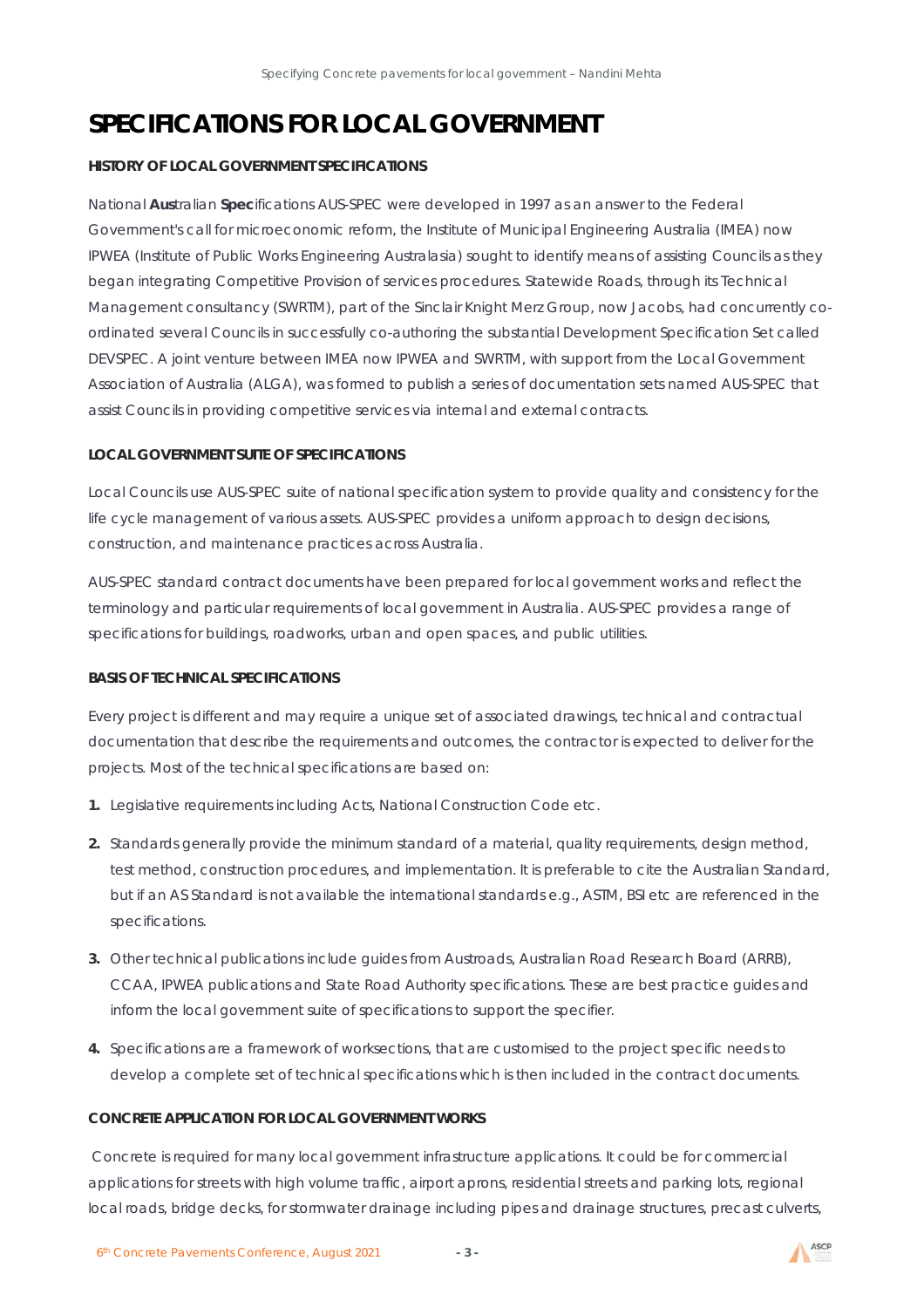# SPECIFICATIONS FOR LOCAL GOVERNMENT

#### HISTORY OF LOCAL GOVERNMENT SPECIFICATIONS

National **Aus**tralian **Spec**ifications AUS-SPEC were developed in 1997 as an answer to the Federal Government's call for microeconomic reform, the Institute of Municipal Engineering Australia (IMEA) now IPWEA (Institute of Public Works Engineering Australasia) sought to identify means of assisting Councils as they began integrating Competitive Provision of services procedures. Statewide Roads, through its Technical Management consultancy (SWRTM), part of the Sinclair Knight Merz Group, now Jacobs, had concurrently co-ordinated several Councils in successfully co-authoring the substantial Development Specification Set called DEVSPEC. A joint venture between IMEA now IPWEA and SWRTM, with support from the Local Government Association of Australia (ALGA), was formed to publish a series of documentation sets named AUS-SPEC that assist Councils in providing competitive services via internal and external contracts.

#### LOCAL GOVERNMENT SUITE OF SPECIFICATIONS

Local Councils use AUS-SPEC suite of national specification system to provide quality and consistency for the life cycle management of various assets. AUS-SPEC provides a uniform approach to design decisions, construction, and maintenance practices across Australia.

AUS-SPEC standard contract documents have been prepared for local government works and reflect the terminology and particular requirements of local government in Australia. AUS-SPEC provides a range of specifications for buildings, roadworks, urban and open spaces, and public utilities.

#### BASIS OF TECHNICAL SPECIFICATIONS

Every project is different and may require a unique set of associated drawings, technical and contractual documentation that describe the requirements and outcomes, the contractor is expected to deliver for the projects. Most of the technical specifications are based on:

1. Legislative requirements including Acts, National Construction Code etc.
2. Standards generally provide the minimum standard of a material, quality requirements, design method, test method, construction procedures, and implementation. It is preferable to cite the Australian Standard, but if an AS Standard is not available the international standards e.g., ASTM, BSI etc are referenced in the specifications.
3. Other technical publications include guides from Austroads, Australian Road Research Board (ARRB), CCAA, IPWEA publications and State Road Authority specifications. These are best practice guides and inform the local government suite of specifications to support the specifier.
4. Specifications are a framework of worksections, that are customised to the project specific needs to develop a complete set of technical specifications which is then included in the contract documents.

#### CONCRETE APPLICATION FOR LOCAL GOVERNMENT WORKS

Concrete is required for many local government infrastructure applications. It could be for commercial applications for streets with high volume traffic, airport aprons, residential streets and parking lots, regional local roads, bridge decks, for stormwater drainage including pipes and drainage structures, precast culverts,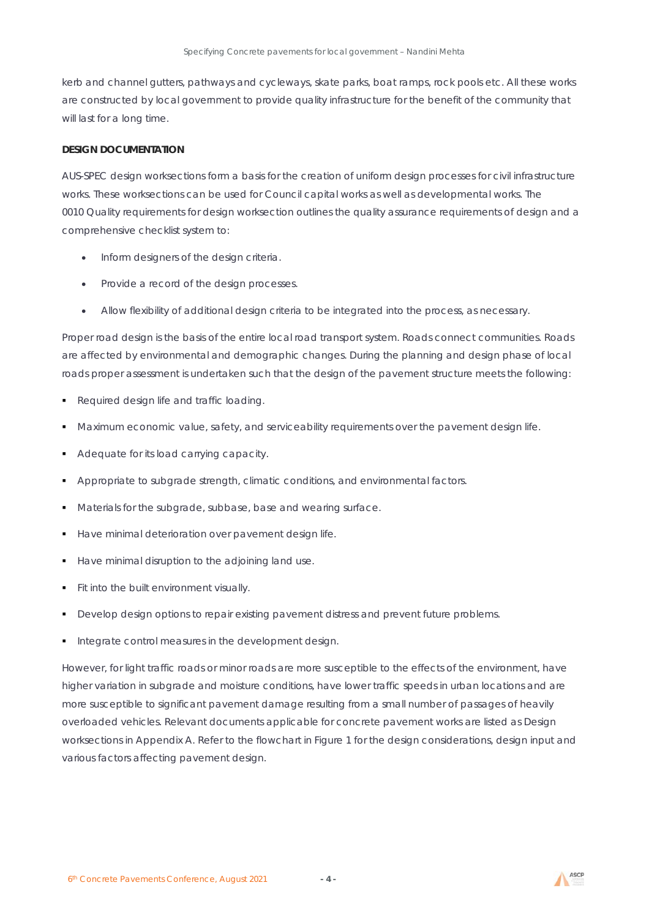kerb and channel gutters, pathways and cycleways, skate parks, boat ramps, rock pools etc. All these works are constructed by local government to provide quality infrastructure for the benefit of the community that will last for a long time.

**DESIGN DOCUMENTATION**

AUS-SPEC design worksections form a basis for the creation of uniform design processes for civil infrastructure works. These worksections can be used for Council capital works as well as developmental works. The 0010 Quality requirements for design worksection outlines the quality assurance requirements of design and a comprehensive checklist system to:

- Inform designers of the design criteria.
- Provide a record of the design processes.
- Allow flexibility of additional design criteria to be integrated into the process, as necessary.

Proper road design is the basis of the entire local road transport system. Roads connect communities. Roads are affected by environmental and demographic changes. During the planning and design phase of local roads proper assessment is undertaken such that the design of the pavement structure meets the following:

- Required design life and traffic loading.
- Maximum economic value, safety, and serviceability requirements over the pavement design life.
- Adequate for its load carrying capacity.
- Appropriate to subgrade strength, climatic conditions, and environmental factors.
- Materials for the subgrade, subbase, base and wearing surface.
- Have minimal deterioration over pavement design life.
- Have minimal disruption to the adjoining land use.
- Fit into the built environment visually.
- Develop design options to repair existing pavement distress and prevent future problems.
- Integrate control measures in the development design.

However, for light traffic roads or minor roads are more susceptible to the effects of the environment, have higher variation in subgrade and moisture conditions, have lower traffic speeds in urban locations and are more susceptible to significant pavement damage resulting from a small number of passages of heavily overloaded vehicles. Relevant documents applicable for concrete pavement works are listed as Design worksections in Appendix A. Refer to the flowchart in Figure 1 for the design considerations, design input and various factors affecting pavement design.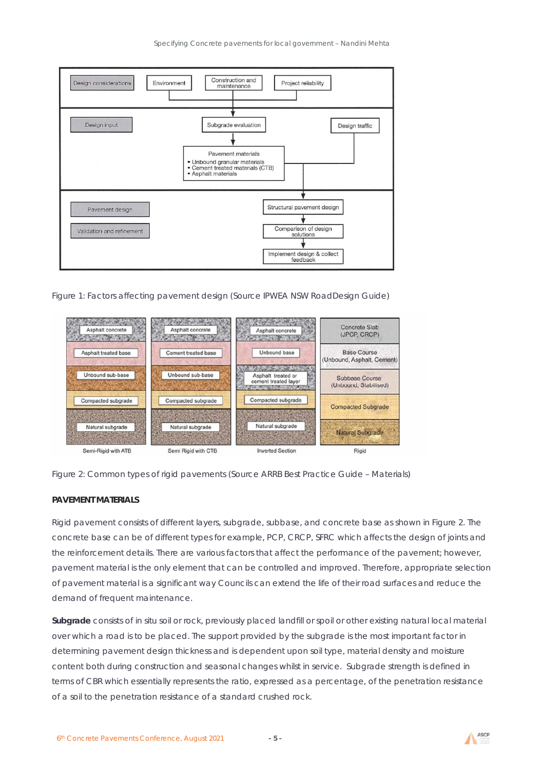Figure 1: Factors affecting pavement design (Source IPWEA NSW Road Design Guide)

Figure 2: Common types of rigid pavements (Source ARRB Best Practice Guide – Materials)

**PAVEMENT MATERIALS**

Rigid pavement consists of different layers, subgrade, subbase, and concrete base as shown in Figure 2. The concrete base can be of different types for example, PCP, CRCP, SFRC which affects the design of joints and the reinforcement details. There are various factors that affect the performance of the pavement; however, pavement material is the only element that can be controlled and improved. Therefore, appropriate selection of pavement material is a significant way Councils can extend the life of their road surfaces and reduce the demand of frequent maintenance.

**Subgrade** consists of in situ soil or rock, previously placed landfill or spoil or other existing natural local material over which a road is to be placed. The support provided by the subgrade is the most important factor in determining pavement design thickness and is dependent upon soil type, material density and moisture content both during construction and seasonal changes whilst in service. Subgrade strength is defined in terms of CBR which essentially represents the ratio, expressed as a percentage, of the penetration resistance of a soil to the penetration resistance of a standard crushed rock.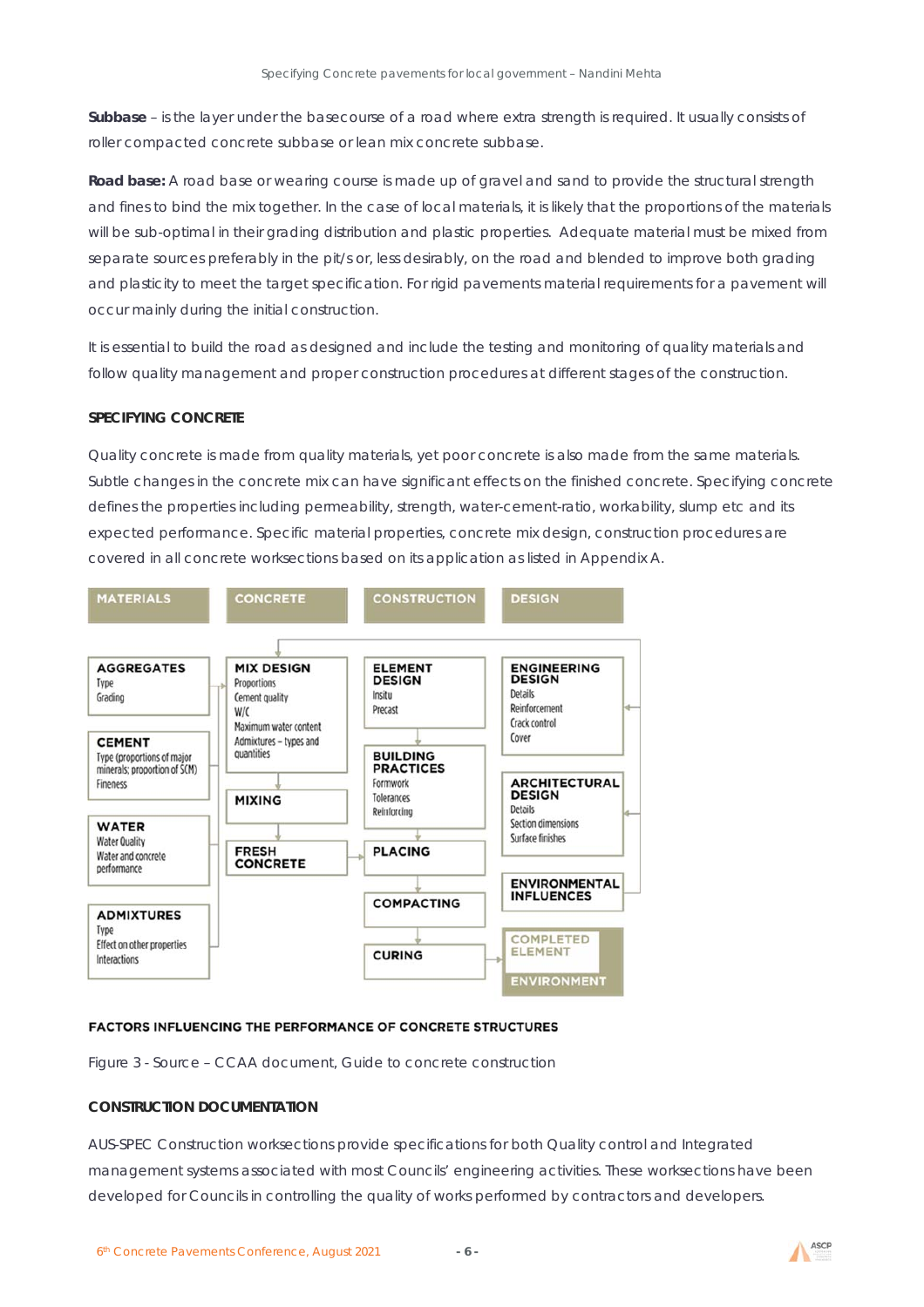**Subbase** – is the layer under the basecourse of a road where extra strength is required. It usually consists of roller compacted concrete subbase or lean mix concrete subbase.

**Road base:** A road base or wearing course is made up of gravel and sand to provide the structural strength and fines to bind the mix together. In the case of local materials, it is likely that the proportions of the materials will be sub-optimal in their grading distribution and plastic properties. Adequate material must be mixed from separate sources preferably in the pit/s or, less desirably, on the road and blended to improve both grading and plasticity to meet the target specification. For rigid pavements material requirements for a pavement will occur mainly during the initial construction.

It is essential to build the road as designed and include the testing and monitoring of quality materials and follow quality management and proper construction procedures at different stages of the construction.

## SPECIFYING CONCRETE

Quality concrete is made from quality materials, yet poor concrete is also made from the same materials. Subtle changes in the concrete mix can have significant effects on the finished concrete. Specifying concrete defines the properties including permeability, strength, water-cement-ratio, workability, slump etc and its expected performance. Specific material properties, concrete mix design, construction procedures are covered in all concrete worksections based on its application as listed in Appendix A.

| MATERIALS | CONCRETE | CONSTRUCTION | DESIGN |
|---|---|---|---|
| **AGGREGATES** Type, Grading | **MIX DESIGN** Proportions, Cement quality, W/C, Maximum water content, Admixtures – types and quantities | **ELEMENT DESIGN** Insitu, Precast | **ENGINEERING DESIGN** Details, Reinforcement, Crack control, Cover |
| **CEMENT** Type (proportions of major minerals; proportion of SCM), Fineness | **MIXING** | **BUILDING PRACTICES** Formwork, Tolerances, Reinforcing | **ARCHITECTURAL DESIGN** Details, Section dimensions, Surface finishes |
| **WATER** Water Quality, Water and concrete performance | **FRESH CONCRETE** | **PLACING** | **ENVIRONMENTAL INFLUENCES** |
| **ADMIXTURES** Type, Effect on other properties, Interactions | | **COMPACTING** | |
| | | **CURING** | **COMPLETED ELEMENT** / **ENVIRONMENT** |

**FACTORS INFLUENCING THE PERFORMANCE OF CONCRETE STRUCTURES**

Figure 3 - Source – CCAA document, Guide to concrete construction

## CONSTRUCTION DOCUMENTATION

AUS-SPEC Construction worksections provide specifications for both Quality control and Integrated management systems associated with most Councils' engineering activities. These worksections have been developed for Councils in controlling the quality of works performed by contractors and developers.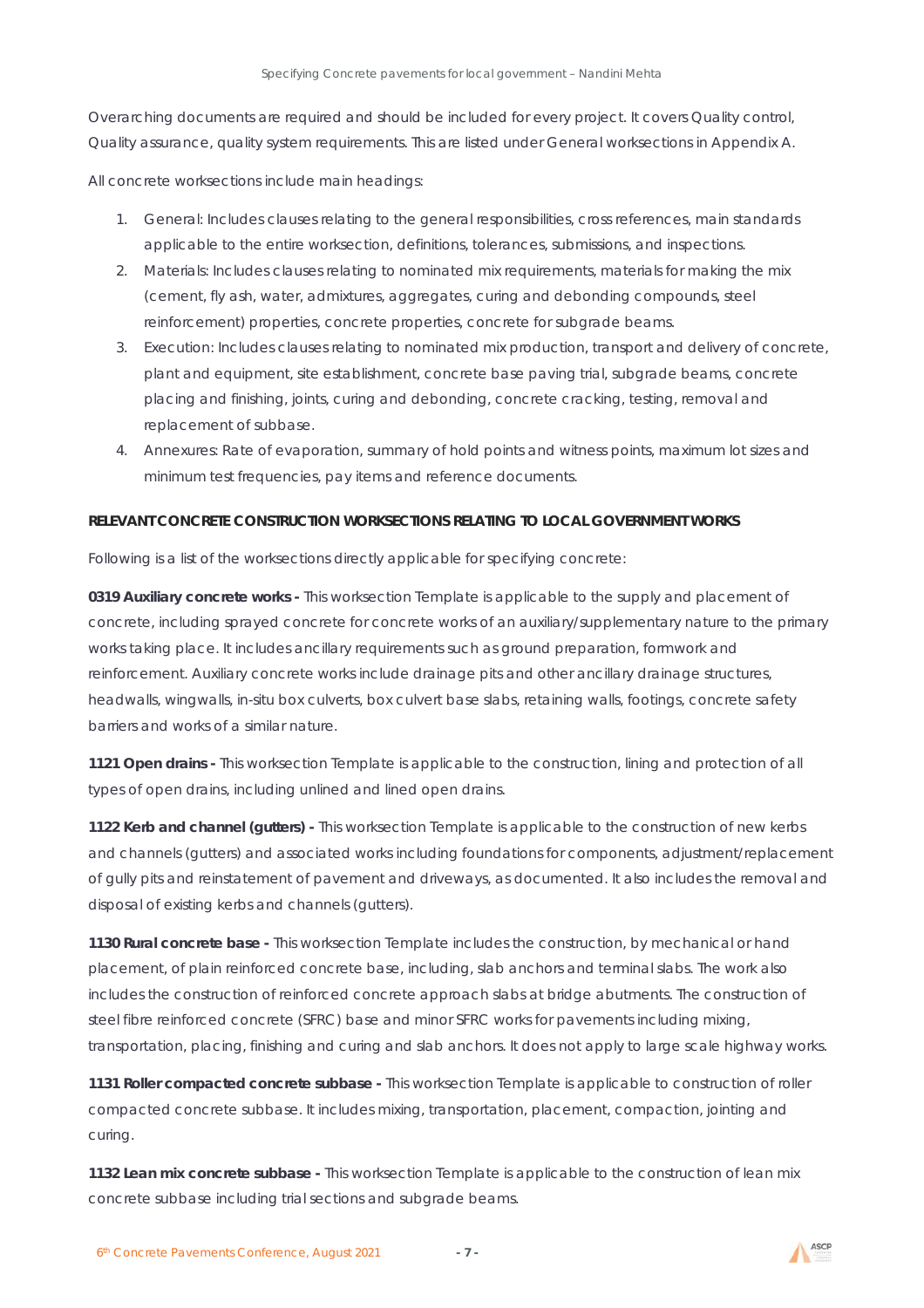Overarching documents are required and should be included for every project. It covers Quality control, Quality assurance, quality system requirements. This are listed under General worksections in Appendix A.

All concrete worksections include main headings:

1. General: Includes clauses relating to the general responsibilities, cross references, main standards applicable to the entire worksection, definitions, tolerances, submissions, and inspections.
2. Materials: Includes clauses relating to nominated mix requirements, materials for making the mix (cement, fly ash, water, admixtures, aggregates, curing and debonding compounds, steel reinforcement) properties, concrete properties, concrete for subgrade beams.
3. Execution: Includes clauses relating to nominated mix production, transport and delivery of concrete, plant and equipment, site establishment, concrete base paving trial, subgrade beams, concrete placing and finishing, joints, curing and debonding, concrete cracking, testing, removal and replacement of subbase.
4. Annexures: Rate of evaporation, summary of hold points and witness points, maximum lot sizes and minimum test frequencies, pay items and reference documents.

**RELEVANT CONCRETE CONSTRUCTION WORKSECTIONS RELATING TO LOCAL GOVERNMENT WORKS**

Following is a list of the worksections directly applicable for specifying concrete:

**0319 Auxiliary concrete works -** This worksection Template is applicable to the supply and placement of concrete, including sprayed concrete for concrete works of an auxiliary/supplementary nature to the primary works taking place. It includes ancillary requirements such as ground preparation, formwork and reinforcement. Auxiliary concrete works include drainage pits and other ancillary drainage structures, headwalls, wingwalls, in-situ box culverts, box culvert base slabs, retaining walls, footings, concrete safety barriers and works of a similar nature.

**1121 Open drains -** This worksection Template is applicable to the construction, lining and protection of all types of open drains, including unlined and lined open drains.

**1122 Kerb and channel (gutters) -** This worksection Template is applicable to the construction of new kerbs and channels (gutters) and associated works including foundations for components, adjustment/replacement of gully pits and reinstatement of pavement and driveways, as documented. It also includes the removal and disposal of existing kerbs and channels (gutters).

**1130 Rural concrete base -** This worksection Template includes the construction, by mechanical or hand placement, of plain reinforced concrete base, including, slab anchors and terminal slabs. The work also includes the construction of reinforced concrete approach slabs at bridge abutments. The construction of steel fibre reinforced concrete (SFRC) base and minor SFRC works for pavements including mixing, transportation, placing, finishing and curing and slab anchors. It does not apply to large scale highway works.

**1131 Roller compacted concrete subbase -** This worksection Template is applicable to construction of roller compacted concrete subbase. It includes mixing, transportation, placement, compaction, jointing and curing.

**1132 Lean mix concrete subbase -** This worksection Template is applicable to the construction of lean mix concrete subbase including trial sections and subgrade beams.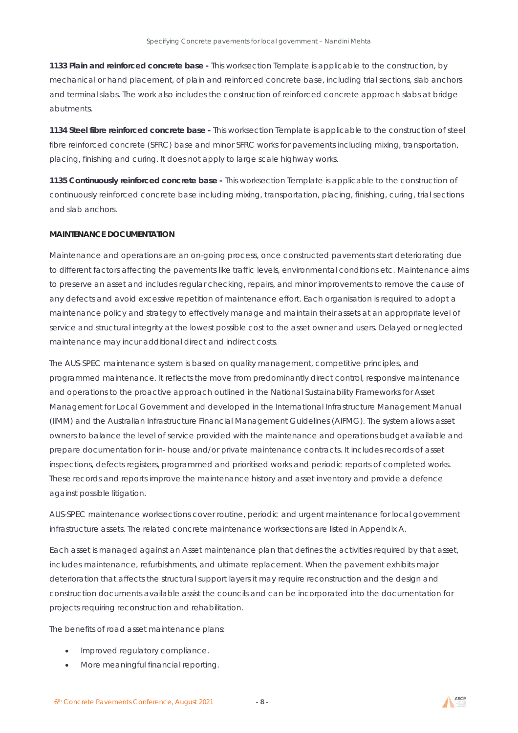**1133 Plain and reinforced concrete base -** This worksection Template is applicable to the construction, by mechanical or hand placement, of plain and reinforced concrete base, including trial sections, slab anchors and terminal slabs. The work also includes the construction of reinforced concrete approach slabs at bridge abutments.

**1134 Steel fibre reinforced concrete base -** This worksection Template is applicable to the construction of steel fibre reinforced concrete (SFRC) base and minor SFRC works for pavements including mixing, transportation, placing, finishing and curing. It does not apply to large scale highway works.

**1135 Continuously reinforced concrete base -** This worksection Template is applicable to the construction of continuously reinforced concrete base including mixing, transportation, placing, finishing, curing, trial sections and slab anchors.

**MAINTENANCE DOCUMENTATION**

Maintenance and operations are an on-going process, once constructed pavements start deteriorating due to different factors affecting the pavements like traffic levels, environmental conditions etc. Maintenance aims to preserve an asset and includes regular checking, repairs, and minor improvements to remove the cause of any defects and avoid excessive repetition of maintenance effort. Each organisation is required to adopt a maintenance policy and strategy to effectively manage and maintain their assets at an appropriate level of service and structural integrity at the lowest possible cost to the asset owner and users. Delayed or neglected maintenance may incur additional direct and indirect costs.

The AUS-SPEC maintenance system is based on quality management, competitive principles, and programmed maintenance. It reflects the move from predominantly direct control, responsive maintenance and operations to the proactive approach outlined in the National Sustainability Frameworks for Asset Management for Local Government and developed in the International Infrastructure Management Manual (IIMM) and the Australian Infrastructure Financial Management Guidelines (AIFMG). The system allows asset owners to balance the level of service provided with the maintenance and operations budget available and prepare documentation for in- house and/or private maintenance contracts. It includes records of asset inspections, defects registers, programmed and prioritised works and periodic reports of completed works. These records and reports improve the maintenance history and asset inventory and provide a defence against possible litigation.

AUS-SPEC maintenance worksections cover routine, periodic and urgent maintenance for local government infrastructure assets. The related concrete maintenance worksections are listed in Appendix A.

Each asset is managed against an Asset maintenance plan that defines the activities required by that asset, includes maintenance, refurbishments, and ultimate replacement. When the pavement exhibits major deterioration that affects the structural support layers it may require reconstruction and the design and construction documents available assist the councils and can be incorporated into the documentation for projects requiring reconstruction and rehabilitation.

The benefits of road asset maintenance plans:

- Improved regulatory compliance.
- More meaningful financial reporting.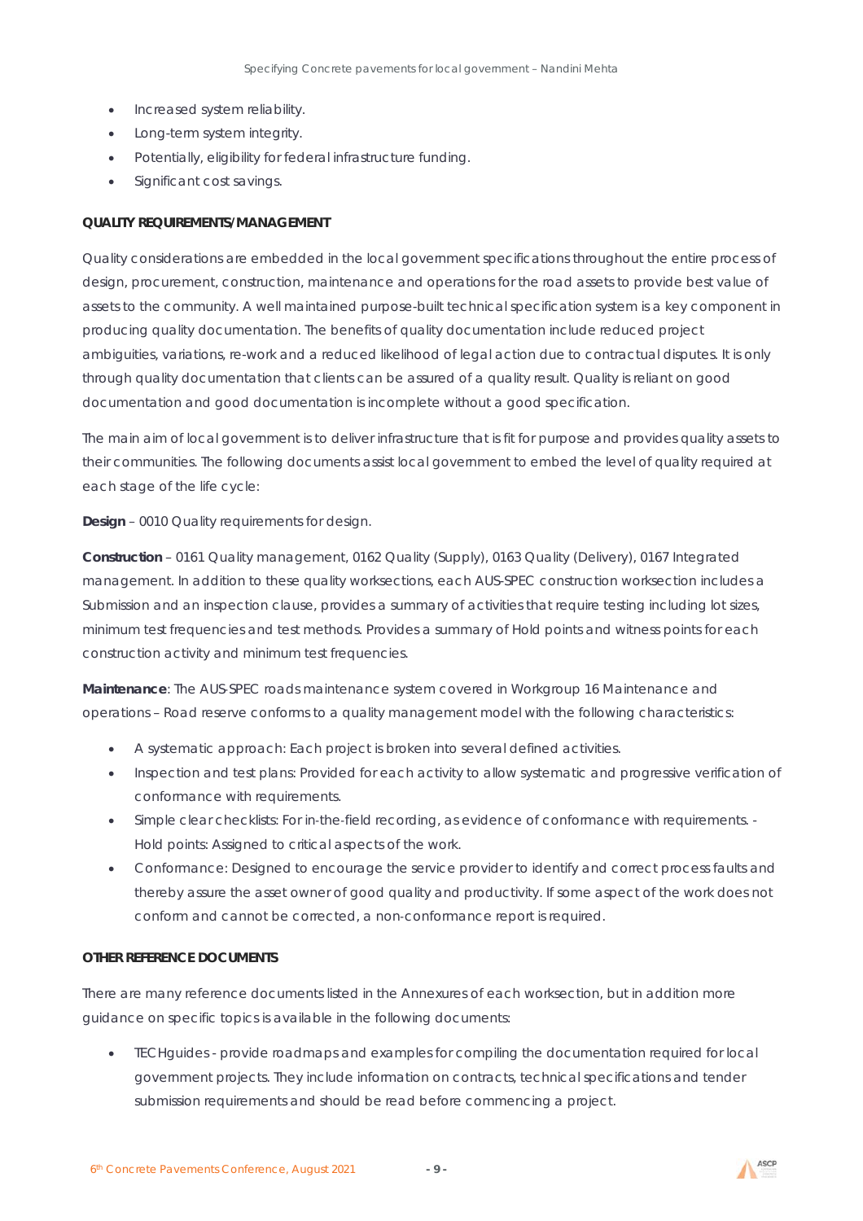- Increased system reliability.
- Long-term system integrity.
- Potentially, eligibility for federal infrastructure funding.
- Significant cost savings.

**QUALITY REQUIREMENTS/MANAGEMENT**

Quality considerations are embedded in the local government specifications throughout the entire process of design, procurement, construction, maintenance and operations for the road assets to provide best value of assets to the community. A well maintained purpose-built technical specification system is a key component in producing quality documentation. The benefits of quality documentation include reduced project ambiguities, variations, re-work and a reduced likelihood of legal action due to contractual disputes. It is only through quality documentation that clients can be assured of a quality result. Quality is reliant on good documentation and good documentation is incomplete without a good specification.

The main aim of local government is to deliver infrastructure that is fit for purpose and provides quality assets to their communities. The following documents assist local government to embed the level of quality required at each stage of the life cycle:

**Design** – 0010 Quality requirements for design.

**Construction** – 0161 Quality management, 0162 Quality (Supply), 0163 Quality (Delivery), 0167 Integrated management. In addition to these quality worksections, each AUS-SPEC construction worksection includes a Submission and an inspection clause, provides a summary of activities that require testing including lot sizes, minimum test frequencies and test methods. Provides a summary of Hold points and witness points for each construction activity and minimum test frequencies.

**Maintenance**: The AUS-SPEC roads maintenance system covered in Workgroup 16 Maintenance and operations – Road reserve conforms to a quality management model with the following characteristics:

- A systematic approach: Each project is broken into several defined activities.
- Inspection and test plans: Provided for each activity to allow systematic and progressive verification of conformance with requirements.
- Simple clear checklists: For in-the-field recording, as evidence of conformance with requirements. - Hold points: Assigned to critical aspects of the work.
- Conformance: Designed to encourage the service provider to identify and correct process faults and thereby assure the asset owner of good quality and productivity. If some aspect of the work does not conform and cannot be corrected, a non-conformance report is required.

**OTHER REFERENCE DOCUMENTS**

There are many reference documents listed in the Annexures of each worksection, but in addition more guidance on specific topics is available in the following documents:

- TECHguides - provide roadmaps and examples for compiling the documentation required for local government projects. They include information on contracts, technical specifications and tender submission requirements and should be read before commencing a project.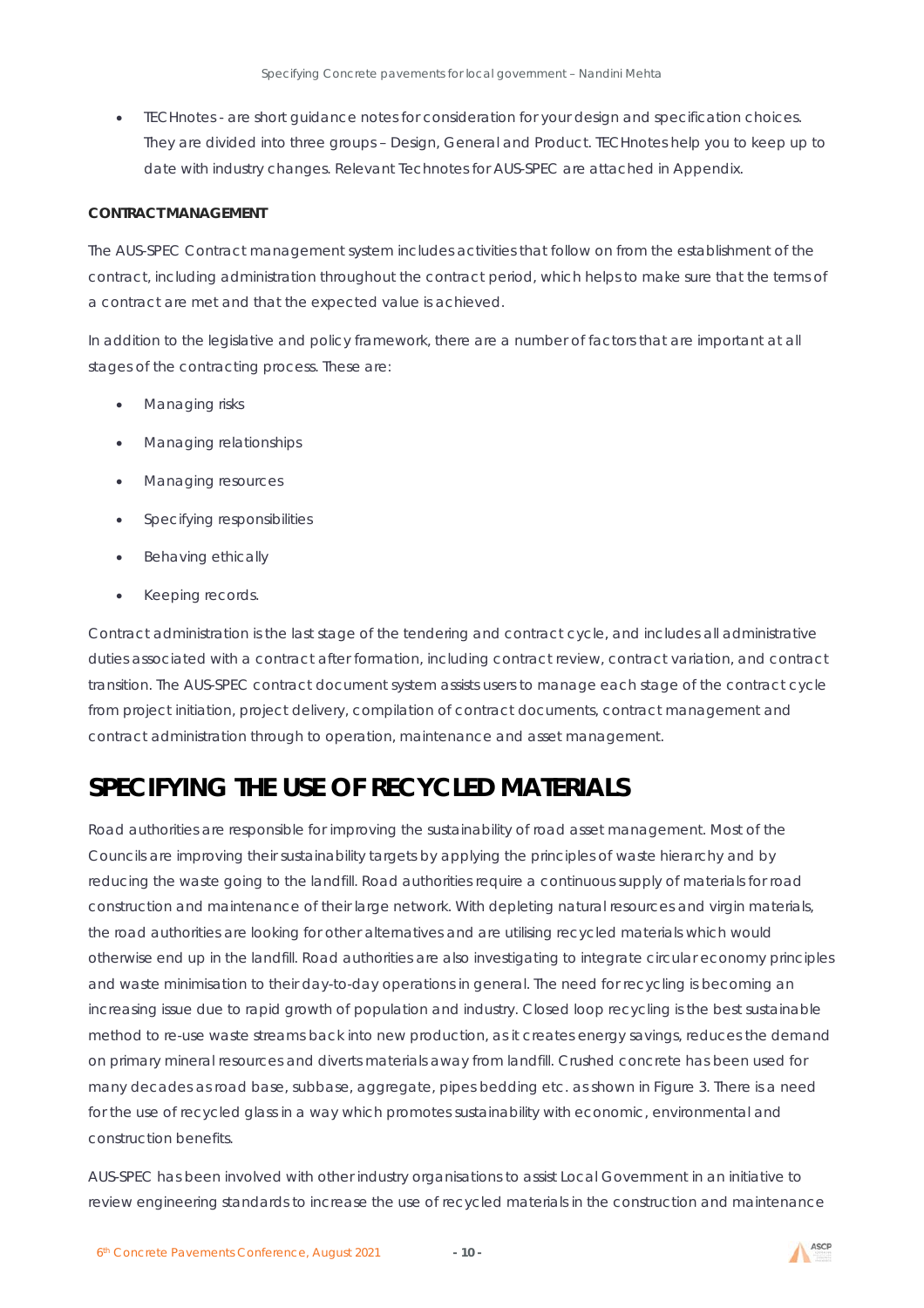- TECHnotes - are short guidance notes for consideration for your design and specification choices. They are divided into three groups – Design, General and Product. TECHnotes help you to keep up to date with industry changes. Relevant Technotes for AUS-SPEC are attached in Appendix.

**CONTRACT MANAGEMENT**

The AUS-SPEC Contract management system includes activities that follow on from the establishment of the contract, including administration throughout the contract period, which helps to make sure that the terms of a contract are met and that the expected value is achieved.

In addition to the legislative and policy framework, there are a number of factors that are important at all stages of the contracting process. These are:

- Managing risks
- Managing relationships
- Managing resources
- Specifying responsibilities
- Behaving ethically
- Keeping records.

Contract administration is the last stage of the tendering and contract cycle, and includes all administrative duties associated with a contract after formation, including contract review, contract variation, and contract transition. The AUS-SPEC contract document system assists users to manage each stage of the contract cycle from project initiation, project delivery, compilation of contract documents, contract management and contract administration through to operation, maintenance and asset management.

# SPECIFYING THE USE OF RECYCLED MATERIALS

Road authorities are responsible for improving the sustainability of road asset management. Most of the Councils are improving their sustainability targets by applying the principles of waste hierarchy and by reducing the waste going to the landfill. Road authorities require a continuous supply of materials for road construction and maintenance of their large network. With depleting natural resources and virgin materials, the road authorities are looking for other alternatives and are utilising recycled materials which would otherwise end up in the landfill. Road authorities are also investigating to integrate circular economy principles and waste minimisation to their day-to-day operations in general. The need for recycling is becoming an increasing issue due to rapid growth of population and industry. Closed loop recycling is the best sustainable method to re-use waste streams back into new production, as it creates energy savings, reduces the demand on primary mineral resources and diverts materials away from landfill. Crushed concrete has been used for many decades as road base, subbase, aggregate, pipes bedding etc. as shown in Figure 3. There is a need for the use of recycled glass in a way which promotes sustainability with economic, environmental and construction benefits.

AUS-SPEC has been involved with other industry organisations to assist Local Government in an initiative to review engineering standards to increase the use of recycled materials in the construction and maintenance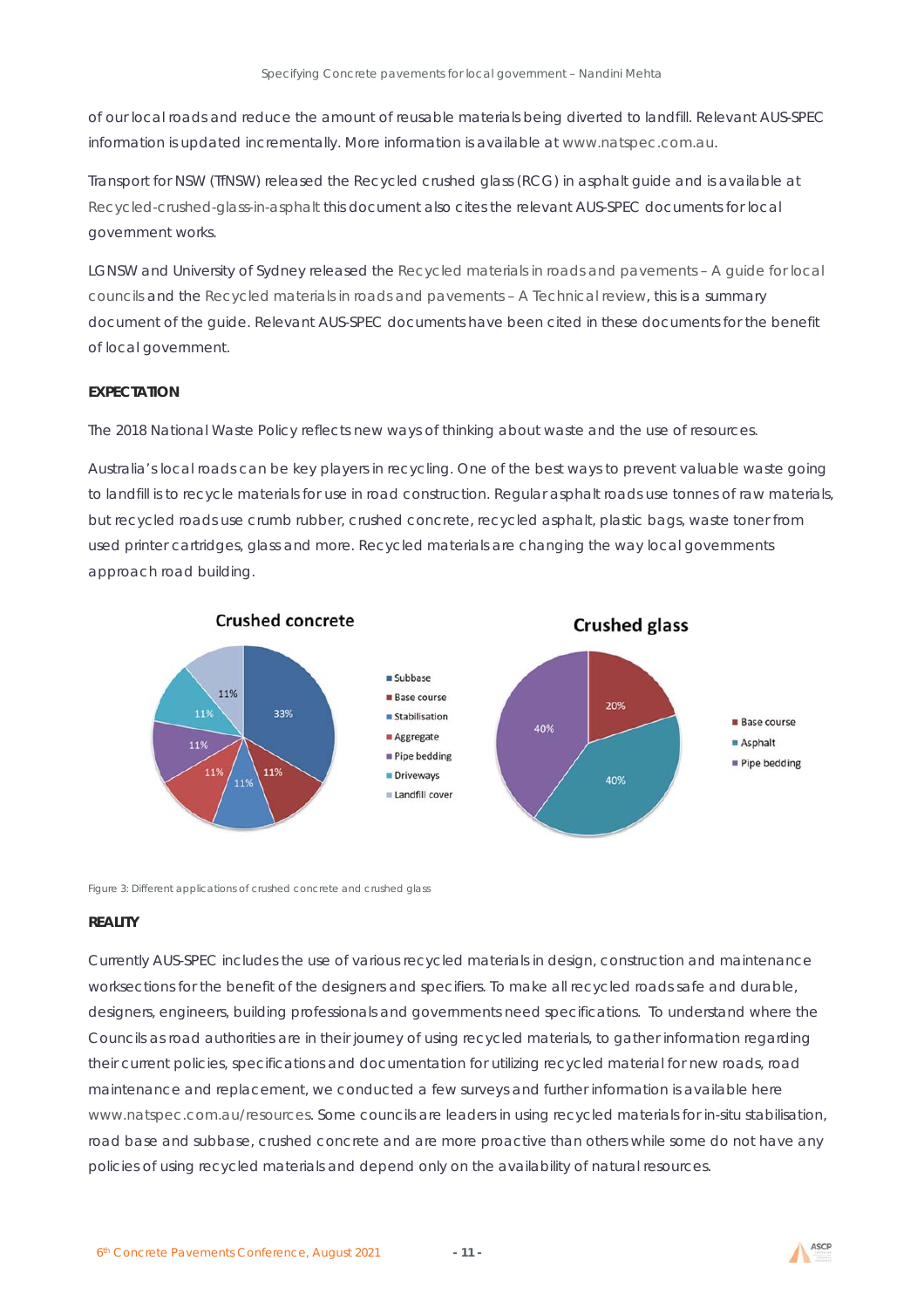of our local roads and reduce the amount of reusable materials being diverted to landfill. Relevant AUS-SPEC information is updated incrementally. More information is available at www.natspec.com.au.

Transport for NSW (TfNSW) released the Recycled crushed glass (RCG) in asphalt guide and is available at Recycled-crushed-glass-in-asphalt this document also cites the relevant AUS-SPEC documents for local government works.

LGNSW and University of Sydney released the Recycled materials in roads and pavements – A guide for local councils and the Recycled materials in roads and pavements – A Technical review, this is a summary document of the guide. Relevant AUS-SPEC documents have been cited in these documents for the benefit of local government.

**EXPECTATION**

The 2018 National Waste Policy reflects new ways of thinking about waste and the use of resources.

Australia's local roads can be key players in recycling. One of the best ways to prevent valuable waste going to landfill is to recycle materials for use in road construction. Regular asphalt roads use tonnes of raw materials, but recycled roads use crumb rubber, crushed concrete, recycled asphalt, plastic bags, waste toner from used printer cartridges, glass and more. Recycled materials are changing the way local governments approach road building.

Figure 3: Different applications of crushed concrete and crushed glass

**REALITY**

Currently AUS-SPEC includes the use of various recycled materials in design, construction and maintenance worksections for the benefit of the designers and specifiers. To make all recycled roads safe and durable, designers, engineers, building professionals and governments need specifications. To understand where the Councils as road authorities are in their journey of using recycled materials, to gather information regarding their current policies, specifications and documentation for utilizing recycled material for new roads, road maintenance and replacement, we conducted a few surveys and further information is available here www.natspec.com.au/resources. Some councils are leaders in using recycled materials for in-situ stabilisation, road base and subbase, crushed concrete and are more proactive than others while some do not have any policies of using recycled materials and depend only on the availability of natural resources.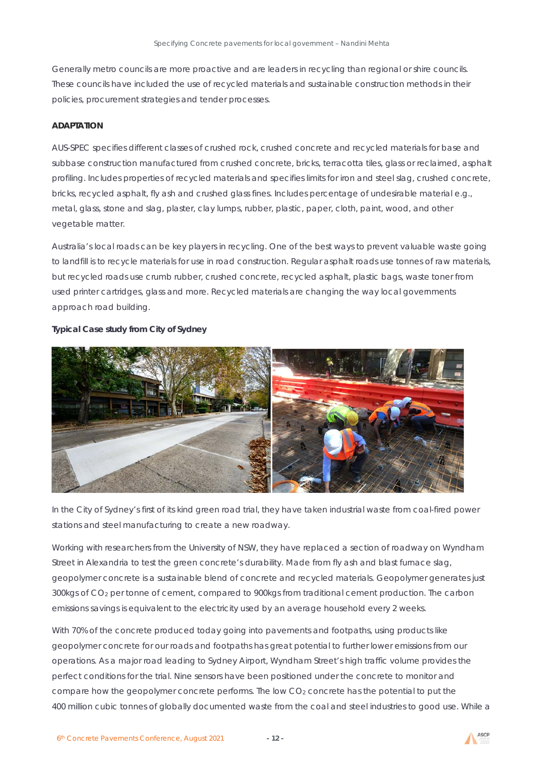Generally metro councils are more proactive and are leaders in recycling than regional or shire councils. These councils have included the use of recycled materials and sustainable construction methods in their policies, procurement strategies and tender processes.

**ADAPTATION**

AUS-SPEC specifies different classes of crushed rock, crushed concrete and recycled materials for base and subbase construction manufactured from crushed concrete, bricks, terracotta tiles, glass or reclaimed, asphalt profiling. Includes properties of recycled materials and specifies limits for iron and steel slag, crushed concrete, bricks, recycled asphalt, fly ash and crushed glass fines. Includes percentage of undesirable material e.g., metal, glass, stone and slag, plaster, clay lumps, rubber, plastic, paper, cloth, paint, wood, and other vegetable matter.

Australia's local roads can be key players in recycling. One of the best ways to prevent valuable waste going to landfill is to recycle materials for use in road construction. Regular asphalt roads use tonnes of raw materials, but recycled roads use crumb rubber, crushed concrete, recycled asphalt, plastic bags, waste toner from used printer cartridges, glass and more. Recycled materials are changing the way local governments approach road building.

**Typical Case study from City of Sydney**

In the City of Sydney's first of its kind green road trial, they have taken industrial waste from coal-fired power stations and steel manufacturing to create a new roadway.

Working with researchers from the University of NSW, they have replaced a section of roadway on Wyndham Street in Alexandria to test the green concrete's durability. Made from fly ash and blast furnace slag, geopolymer concrete is a sustainable blend of concrete and recycled materials. Geopolymer generates just 300kgs of $CO_2$ per tonne of cement, compared to 900kgs from traditional cement production. The carbon emissions savings is equivalent to the electricity used by an average household every 2 weeks.

With 70% of the concrete produced today going into pavements and footpaths, using products like geopolymer concrete for our roads and footpaths has great potential to further lower emissions from our operations. As a major road leading to Sydney Airport, Wyndham Street's high traffic volume provides the perfect conditions for the trial. Nine sensors have been positioned under the concrete to monitor and compare how the geopolymer concrete performs. The low $CO_2$ concrete has the potential to put the 400 million cubic tonnes of globally documented waste from the coal and steel industries to good use. While a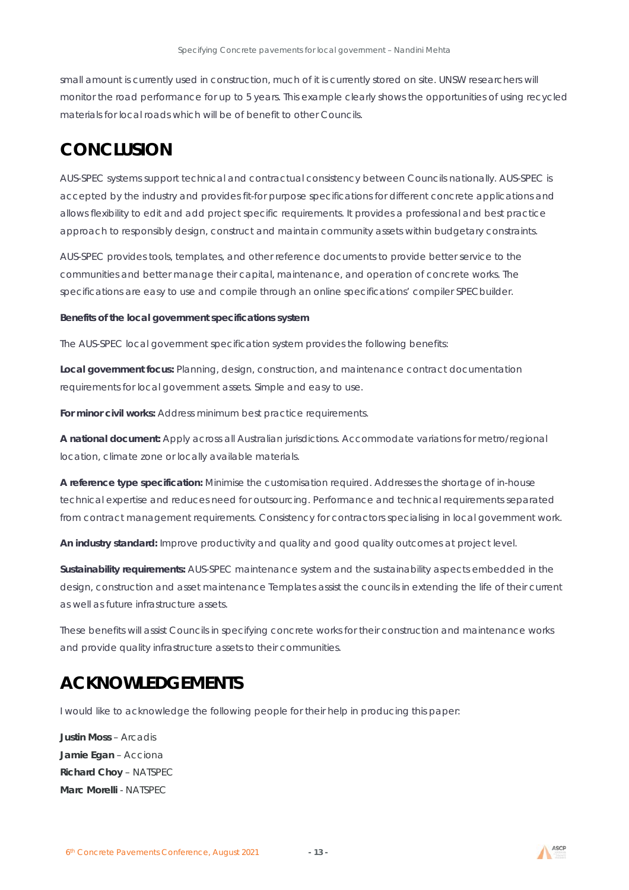small amount is currently used in construction, much of it is currently stored on site. UNSW researchers will monitor the road performance for up to 5 years. This example clearly shows the opportunities of using recycled materials for local roads which will be of benefit to other Councils.

# CONCLUSION

AUS-SPEC systems support technical and contractual consistency between Councils nationally. AUS-SPEC is accepted by the industry and provides fit-for purpose specifications for different concrete applications and allows flexibility to edit and add project specific requirements. It provides a professional and best practice approach to responsibly design, construct and maintain community assets within budgetary constraints.

AUS-SPEC provides tools, templates, and other reference documents to provide better service to the communities and better manage their capital, maintenance, and operation of concrete works. The specifications are easy to use and compile through an online specifications' compiler SPECbuilder.

**Benefits of the local government specifications system**

The AUS-SPEC local government specification system provides the following benefits:

**Local government focus:** Planning, design, construction, and maintenance contract documentation requirements for local government assets. Simple and easy to use.

**For minor civil works:** Address minimum best practice requirements.

**A national document:** Apply across all Australian jurisdictions. Accommodate variations for metro/regional location, climate zone or locally available materials.

**A reference type specification:** Minimise the customisation required. Addresses the shortage of in-house technical expertise and reduces need for outsourcing. Performance and technical requirements separated from contract management requirements. Consistency for contractors specialising in local government work.

**An industry standard:** Improve productivity and quality and good quality outcomes at project level.

**Sustainability requirements:** AUS-SPEC maintenance system and the sustainability aspects embedded in the design, construction and asset maintenance Templates assist the councils in extending the life of their current as well as future infrastructure assets.

These benefits will assist Councils in specifying concrete works for their construction and maintenance works and provide quality infrastructure assets to their communities.

# ACKNOWLEDGEMENTS

I would like to acknowledge the following people for their help in producing this paper:

**Justin Moss** – Arcadis
**Jamie Egan** – Acciona
**Richard Choy** – NATSPEC
**Marc Morelli** - NATSPEC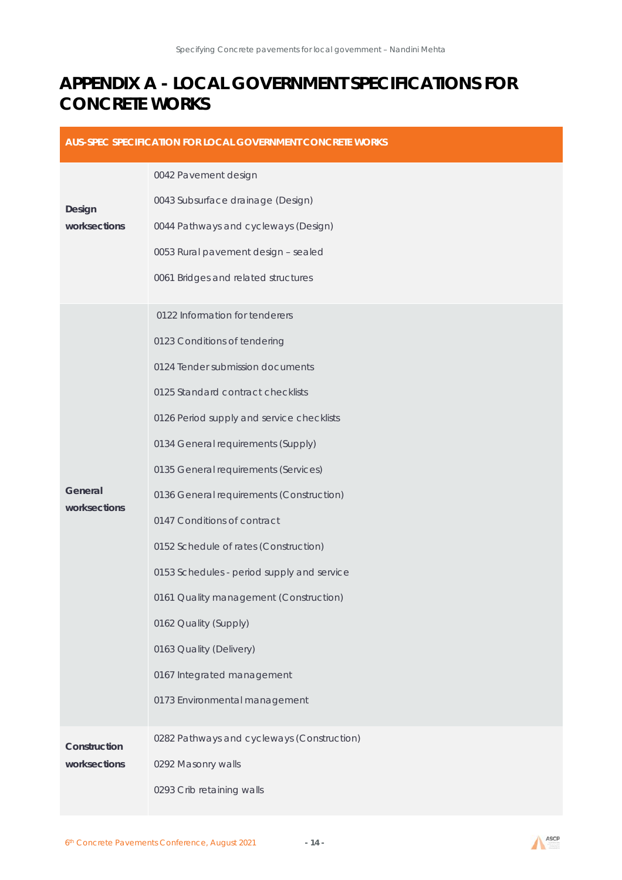# APPENDIX A - LOCAL GOVERNMENT SPECIFICATIONS FOR CONCRETE WORKS

| AUS-SPEC SPECIFICATION FOR LOCAL GOVERNMENT CONCRETE WORKS | |
|---|---|
| **Design worksections** | 0042 Pavement design<br>0043 Subsurface drainage (Design)<br>0044 Pathways and cycleways (Design)<br>0053 Rural pavement design – sealed<br>0061 Bridges and related structures |
| **General worksections** | 0122 Information for tenderers<br>0123 Conditions of tendering<br>0124 Tender submission documents<br>0125 Standard contract checklists<br>0126 Period supply and service checklists<br>0134 General requirements (Supply)<br>0135 General requirements (Services)<br>0136 General requirements (Construction)<br>0147 Conditions of contract<br>0152 Schedule of rates (Construction)<br>0153 Schedules - period supply and service<br>0161 Quality management (Construction)<br>0162 Quality (Supply)<br>0163 Quality (Delivery)<br>0167 Integrated management<br>0173 Environmental management |
| **Construction worksections** | 0282 Pathways and cycleways (Construction)<br>0292 Masonry walls<br>0293 Crib retaining walls |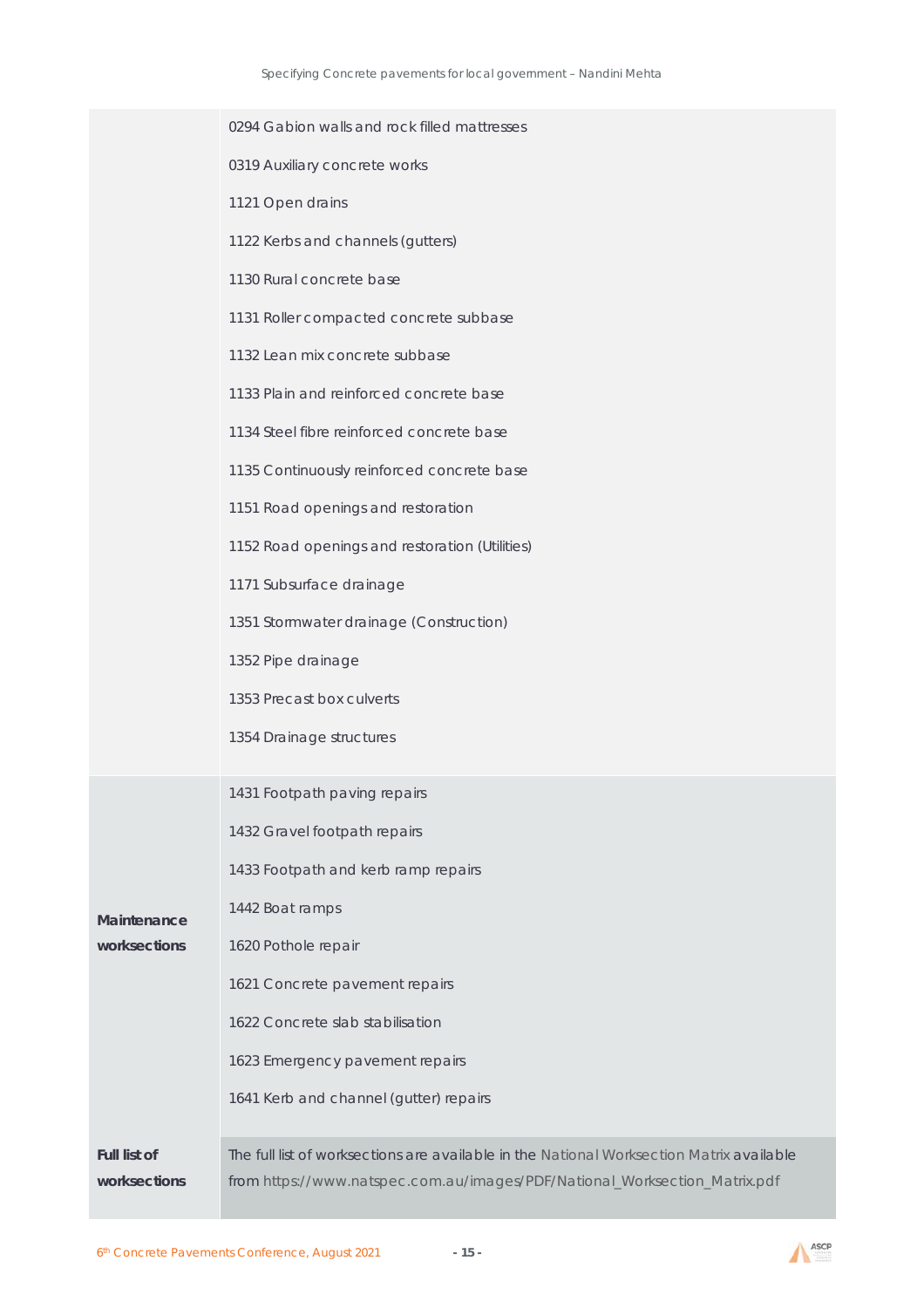|  |  |
|---|---|
|  | 0294 Gabion walls and rock filled mattresses<br>0319 Auxiliary concrete works<br>1121 Open drains<br>1122 Kerbs and channels (gutters)<br>1130 Rural concrete base<br>1131 Roller compacted concrete subbase<br>1132 Lean mix concrete subbase<br>1133 Plain and reinforced concrete base<br>1134 Steel fibre reinforced concrete base<br>1135 Continuously reinforced concrete base<br>1151 Road openings and restoration<br>1152 Road openings and restoration (Utilities)<br>1171 Subsurface drainage<br>1351 Stormwater drainage (Construction)<br>1352 Pipe drainage<br>1353 Precast box culverts<br>1354 Drainage structures |
| **Maintenance worksections** | 1431 Footpath paving repairs<br>1432 Gravel footpath repairs<br>1433 Footpath and kerb ramp repairs<br>1442 Boat ramps<br>1620 Pothole repair<br>1621 Concrete pavement repairs<br>1622 Concrete slab stabilisation<br>1623 Emergency pavement repairs<br>1641 Kerb and channel (gutter) repairs |
| **Full list of worksections** | The full list of worksections are available in the National Worksection Matrix available from https://www.natspec.com.au/images/PDF/National_Worksection_Matrix.pdf |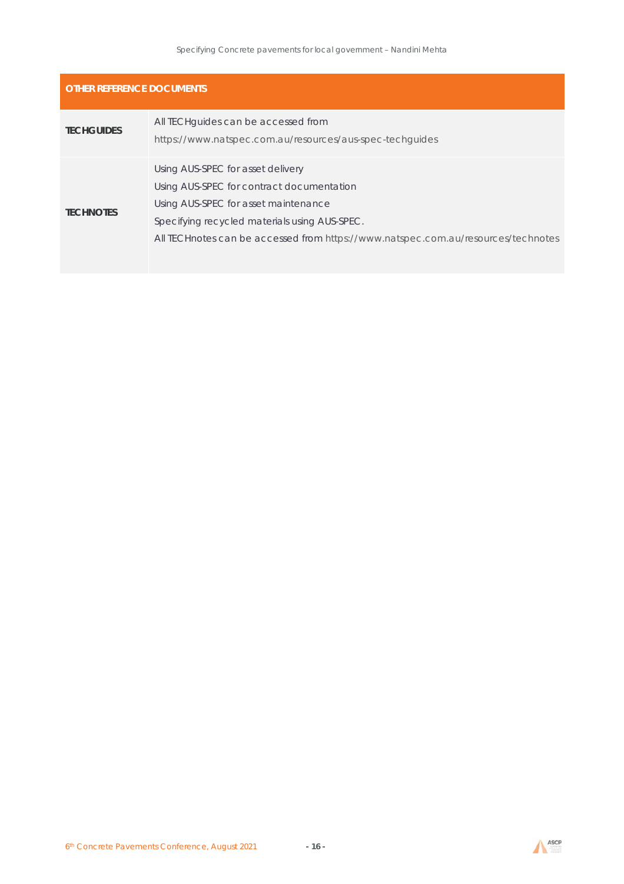| OTHER REFERENCE DOCUMENTS | |
|---|---|
| TECHGUIDES | All TECHguides can be accessed from https://www.natspec.com.au/resources/aus-spec-techguides |
| TECHNOTES | Using AUS-SPEC for asset delivery<br>Using AUS-SPEC for contract documentation<br>Using AUS-SPEC for asset maintenance<br>Specifying recycled materials using AUS-SPEC.<br>All TECHnotes can be accessed from https://www.natspec.com.au/resources/technotes |